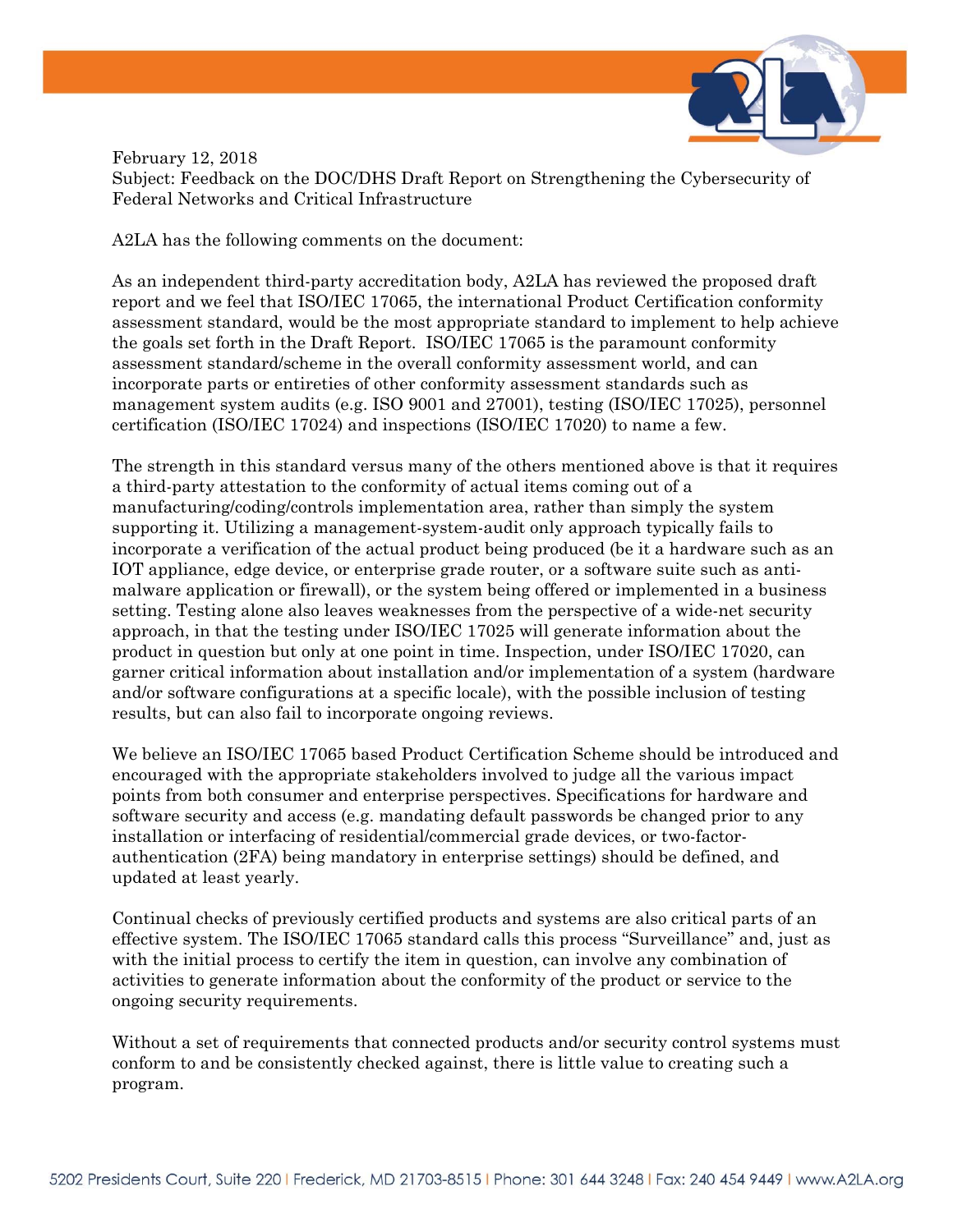February 12, 2018
Subject: Feedback on the DOC/DHS Draft Report on Strengthening the Cybersecurity of Federal Networks and Critical Infrastructure

A2LA has the following comments on the document:

As an independent third-party accreditation body, A2LA has reviewed the proposed draft report and we feel that ISO/IEC 17065, the international Product Certification conformity assessment standard, would be the most appropriate standard to implement to help achieve the goals set forth in the Draft Report. ISO/IEC 17065 is the paramount conformity assessment standard/scheme in the overall conformity assessment world, and can incorporate parts or entireties of other conformity assessment standards such as management system audits (e.g. ISO 9001 and 27001), testing (ISO/IEC 17025), personnel certification (ISO/IEC 17024) and inspections (ISO/IEC 17020) to name a few.

The strength in this standard versus many of the others mentioned above is that it requires a third-party attestation to the conformity of actual items coming out of a manufacturing/coding/controls implementation area, rather than simply the system supporting it. Utilizing a management-system-audit only approach typically fails to incorporate a verification of the actual product being produced (be it a hardware such as an IOT appliance, edge device, or enterprise grade router, or a software suite such as anti-malware application or firewall), or the system being offered or implemented in a business setting. Testing alone also leaves weaknesses from the perspective of a wide-net security approach, in that the testing under ISO/IEC 17025 will generate information about the product in question but only at one point in time. Inspection, under ISO/IEC 17020, can garner critical information about installation and/or implementation of a system (hardware and/or software configurations at a specific locale), with the possible inclusion of testing results, but can also fail to incorporate ongoing reviews.

We believe an ISO/IEC 17065 based Product Certification Scheme should be introduced and encouraged with the appropriate stakeholders involved to judge all the various impact points from both consumer and enterprise perspectives. Specifications for hardware and software security and access (e.g. mandating default passwords be changed prior to any installation or interfacing of residential/commercial grade devices, or two-factor-authentication (2FA) being mandatory in enterprise settings) should be defined, and updated at least yearly.

Continual checks of previously certified products and systems are also critical parts of an effective system. The ISO/IEC 17065 standard calls this process "Surveillance" and, just as with the initial process to certify the item in question, can involve any combination of activities to generate information about the conformity of the product or service to the ongoing security requirements.

Without a set of requirements that connected products and/or security control systems must conform to and be consistently checked against, there is little value to creating such a program.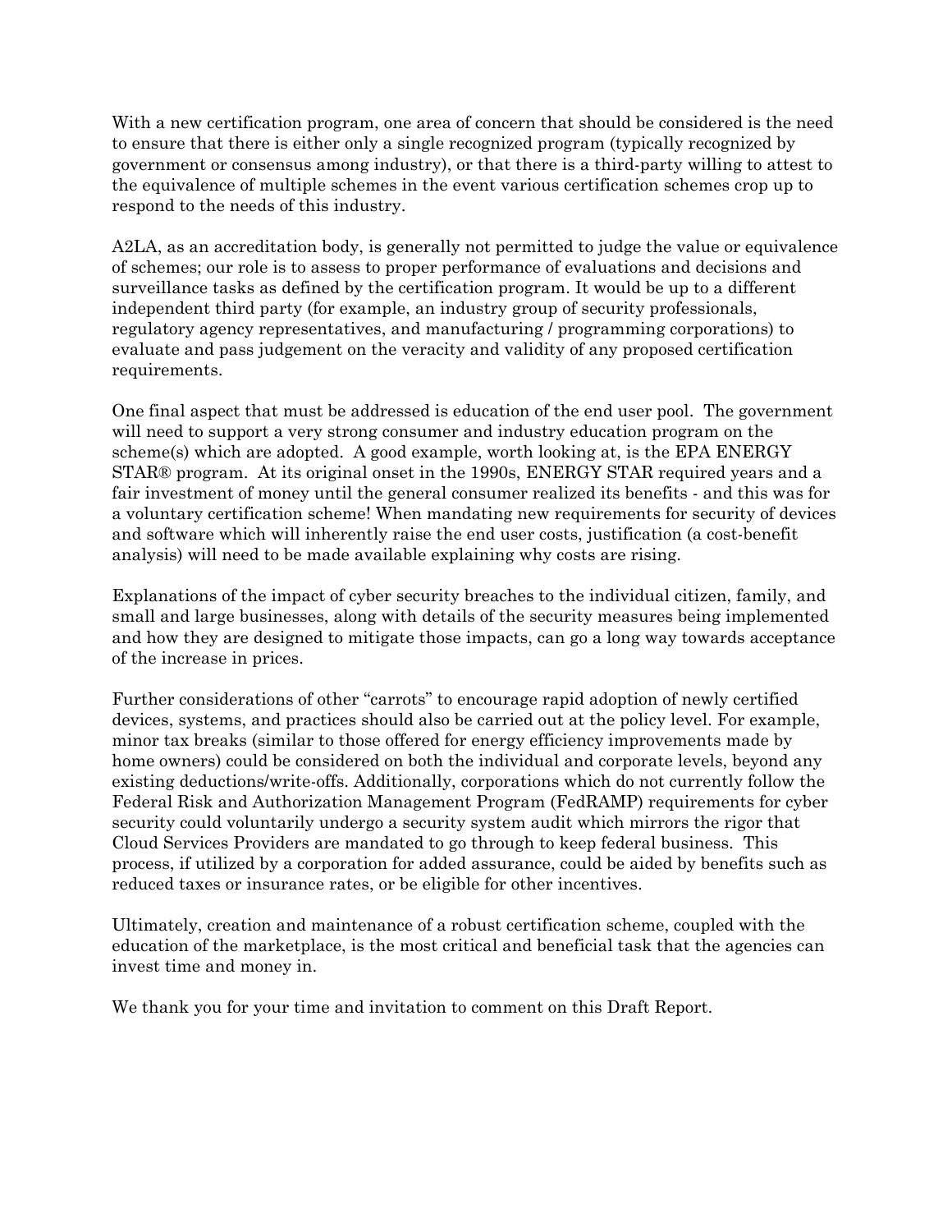With a new certification program, one area of concern that should be considered is the need to ensure that there is either only a single recognized program (typically recognized by government or consensus among industry), or that there is a third-party willing to attest to the equivalence of multiple schemes in the event various certification schemes crop up to respond to the needs of this industry.

A2LA, as an accreditation body, is generally not permitted to judge the value or equivalence of schemes; our role is to assess to proper performance of evaluations and decisions and surveillance tasks as defined by the certification program. It would be up to a different independent third party (for example, an industry group of security professionals, regulatory agency representatives, and manufacturing / programming corporations) to evaluate and pass judgement on the veracity and validity of any proposed certification requirements.

One final aspect that must be addressed is education of the end user pool. The government will need to support a very strong consumer and industry education program on the scheme(s) which are adopted. A good example, worth looking at, is the EPA ENERGY STAR® program. At its original onset in the 1990s, ENERGY STAR required years and a fair investment of money until the general consumer realized its benefits - and this was for a voluntary certification scheme! When mandating new requirements for security of devices and software which will inherently raise the end user costs, justification (a cost-benefit analysis) will need to be made available explaining why costs are rising.

Explanations of the impact of cyber security breaches to the individual citizen, family, and small and large businesses, along with details of the security measures being implemented and how they are designed to mitigate those impacts, can go a long way towards acceptance of the increase in prices.

Further considerations of other "carrots" to encourage rapid adoption of newly certified devices, systems, and practices should also be carried out at the policy level. For example, minor tax breaks (similar to those offered for energy efficiency improvements made by home owners) could be considered on both the individual and corporate levels, beyond any existing deductions/write-offs. Additionally, corporations which do not currently follow the Federal Risk and Authorization Management Program (FedRAMP) requirements for cyber security could voluntarily undergo a security system audit which mirrors the rigor that Cloud Services Providers are mandated to go through to keep federal business. This process, if utilized by a corporation for added assurance, could be aided by benefits such as reduced taxes or insurance rates, or be eligible for other incentives.

Ultimately, creation and maintenance of a robust certification scheme, coupled with the education of the marketplace, is the most critical and beneficial task that the agencies can invest time and money in.

We thank you for your time and invitation to comment on this Draft Report.